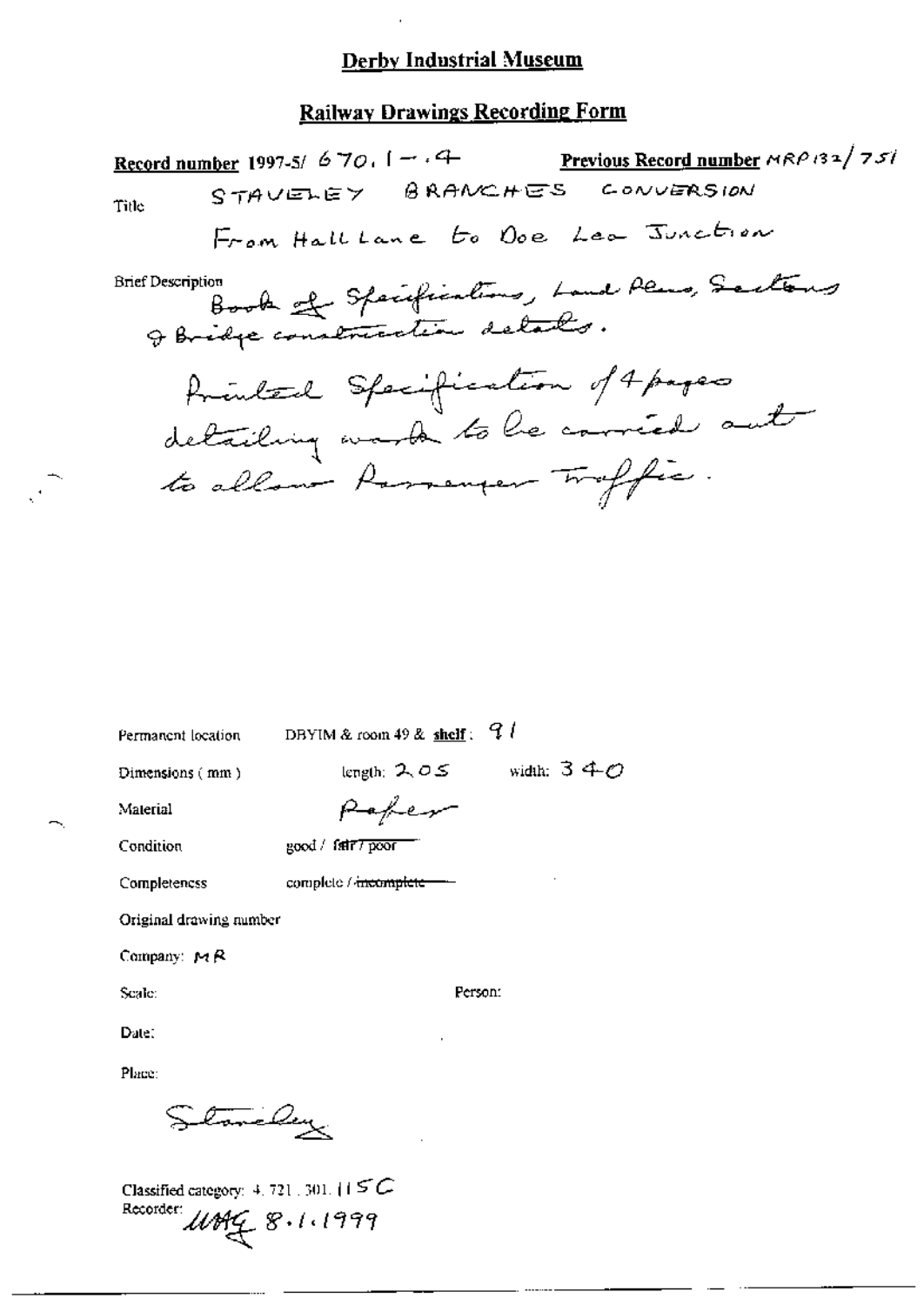# Derby Industrial Museum

## Railway Drawings Recording Form

**Record number** 1997-5/ 670.1 — .4 **Previous Record number** MRP132/751

Title: STAVELEY BRANCHES CONVERSION

From Hall Lane to Doe Lea Junction

Brief Description: Book of Specifications, Land Plans, Sections & Bridge construction details.

Printed Specification of 4 pages detailing work to be carried out to allow Passenger Traffic.

Permanent location: DBYIM & room 49 & **shelf**: 91

Dimensions (mm): length: 205 width: 340

Material: Paper

Condition: good / ~~fair / poor~~

Completeness: complete / ~~incomplete~~

Original drawing number:

Company: MR

Scale: Person:

Date:

Place: Staveley

Classified category: 4.721.301.115C

Recorder: MAG 8.1.1999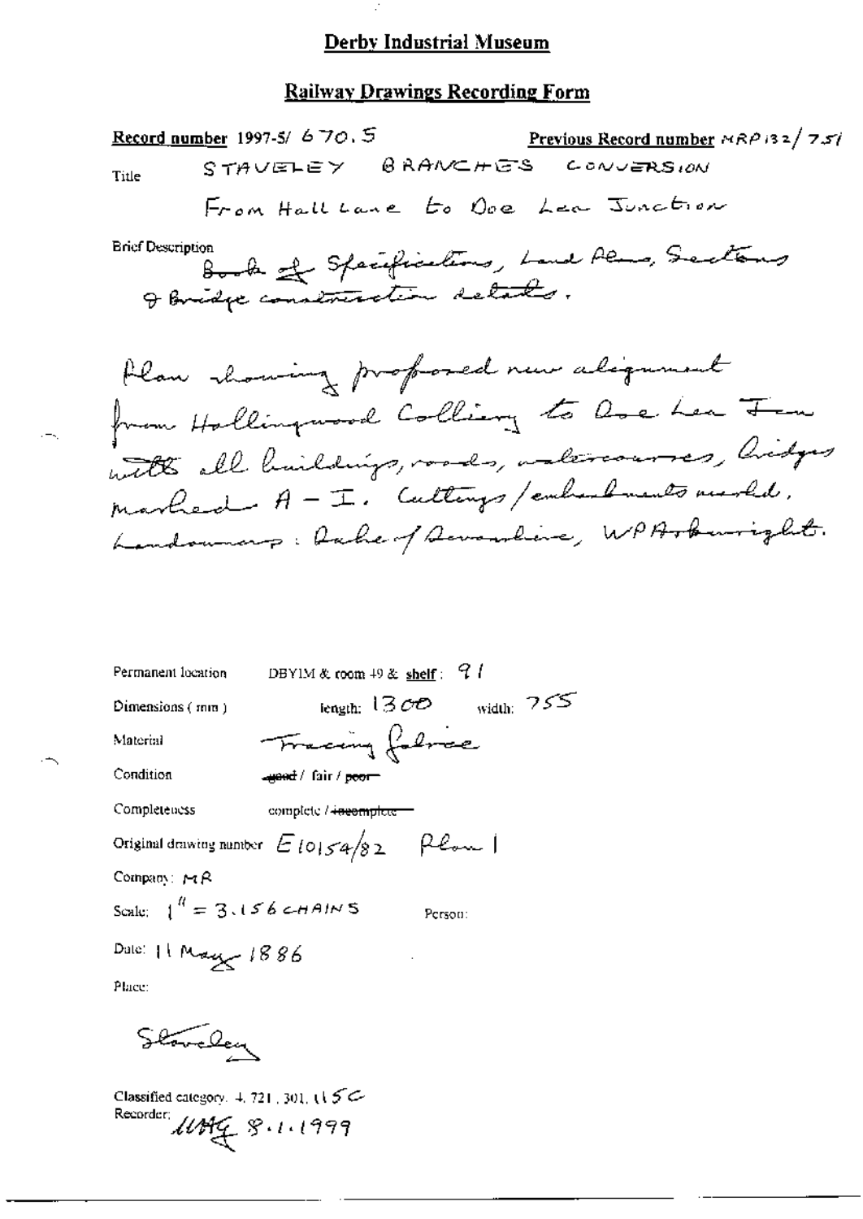# Derby Industrial Museum

## Railway Drawings Recording Form

**Record number** 1997-5/ 670.5

**Previous Record number** MRP132/ 751

Title: STAVELEY BRANCHES CONVERSION

From Hall Lane to Doe Lea Junction

Brief Description: Book of Specifications, Land Plans, Sections & Bridge construction details.

Plan showing proposed new alignment from Hollingwood Colliery to Doe Lea Jcn with all buildings, roads, watercourses, bridges marked A – I. Cuttings/embankments marked. Landowners: Duke of Devonshire, WP Arkwright.

Permanent location: DBYIM & room 49 & **shelf**: 91

Dimensions (mm): length: 1300 width: 755

Material: Tracing fabric

Condition: ~~good~~ / fair / ~~poor~~

Completeness: complete / ~~incomplete~~

Original drawing number: E10154/82 Plan 1

Company: MR

Scale: 1" = 3.156 CHAINS

Person:

Date: 11 May 1886

Place: Staveley

Classified category: 4. 721. 301. 115C

Recorder: MAG 8.1.1999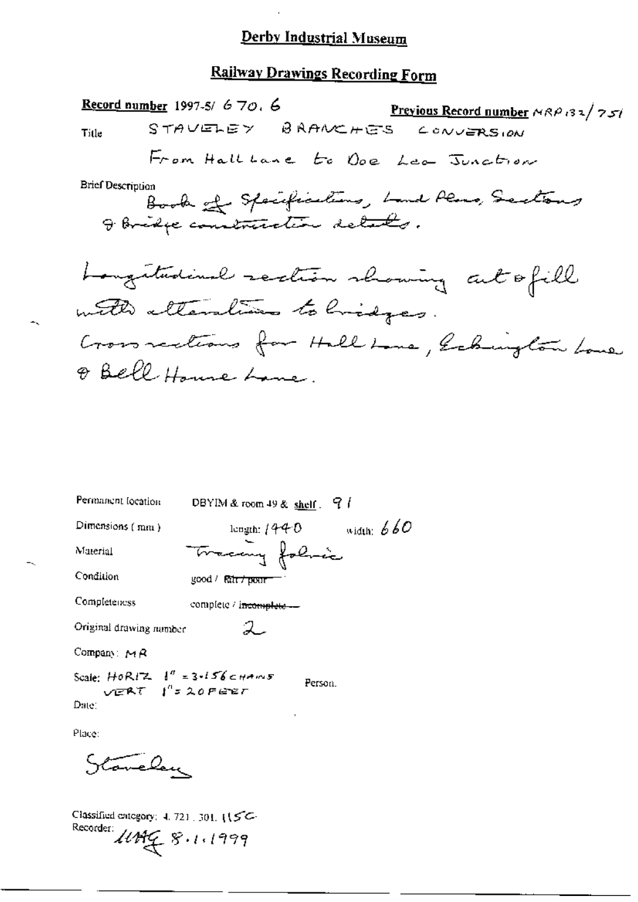# Derby Industrial Museum

## Railway Drawings Recording Form

**Record number** 1997-5/ 670. 6

**Previous Record number** MRP 132/751

Title: STAVELEY BRANCHES CONVERSION

From Hall Lane to Doe Lea Junction

Brief Description:

Book of Specifications, Land Plans, Sections & Bridge construction details.

Longitudinal section showing cut & fill with alterations to bridges.
Cross sections for Hall Lane, Eckington Lane & Bell House Lane.

Permanent location: DBYIM & room 49 & shelf. 91

Dimensions (mm): length: 1440 width: 660

Material: Tracing fabric

Condition: good / ~~fair / poor~~

Completeness: complete / ~~incomplete~~

Original drawing number: 2

Company: MR

Scale: HORIZ 1" = 3.156 CHAINS
VERT 1" = 20 FEET

Person:

Date:

Place:

Staveley

Classified category: 4. 721. 301. 115C

Recorder: LLHG 8.1.1999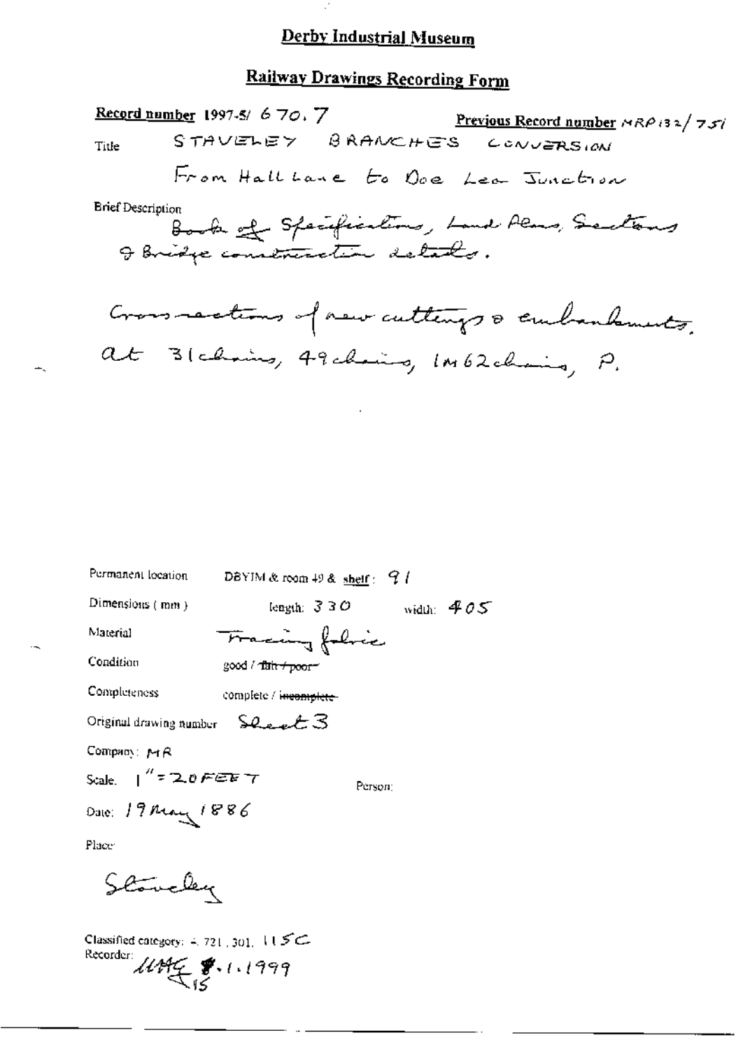# Derby Industrial Museum

## Railway Drawings Recording Form

**Record number** 1997-5/ 670.7 **Previous Record number** MRP132/751

Title STAVELEY BRANCHES CONVERSION

From Hall Lane to Doe Lea Junction

Brief Description

Book of Specifications, Land Plans, Sections & Bridge construction details.

Cross-sections of new cuttings & embankments at 31 chains, 49 chains, 1m 62 chains, P.

Permanent location DBYIM & room 49 & shelf: 91

Dimensions (mm) length: 330 width: 405

Material Tracing fabric

Condition good / ~~fair / poor~~

Completeness complete / ~~incomplete~~

Original drawing number Sheet 3

Company: MR

Scale: 1" = 20 FEET

Person:

Date: 19 May 1886

Place:

Staveley

Classified category: 4.721.301. 115C

Recorder: MAG 8.1.1999 15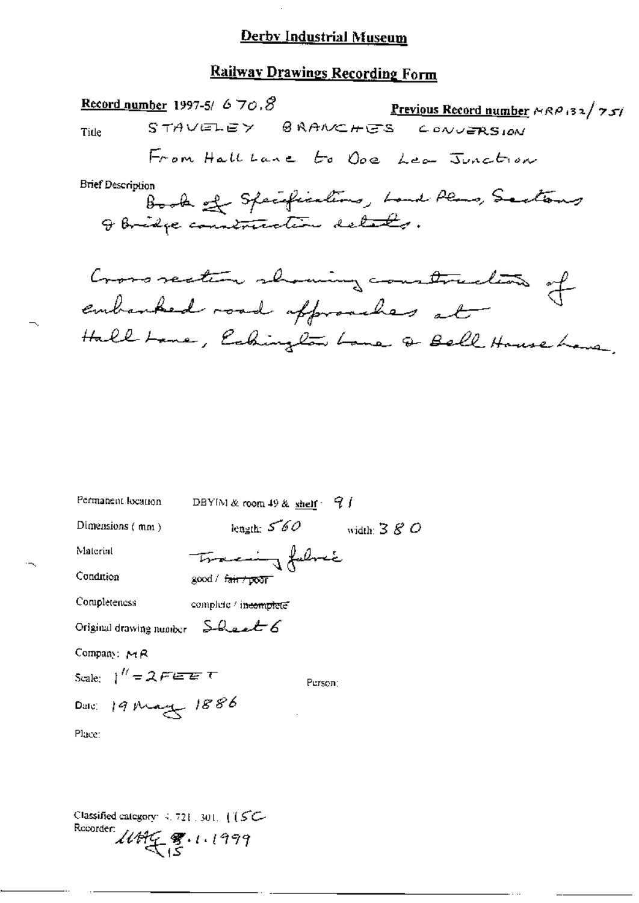# Derby Industrial Museum

## Railway Drawings Recording Form

**Record number** 1997-5/ 670.8

**Previous Record number** MRP132/751

Title: STAVELEY BRANCHES CONVERSION

From Hall Lane to Doe Lea Junction

Brief Description

Book of Specifications, Land Plans, Sections & Bridge construction details.

Cross section showing construction of embanked road approaches at Hall Lane, Eckington Lane & Bell House Lane.

Permanent location: DBYIM & room 49 & shelf: 91

Dimensions (mm): length: 560 width: 380

Material: Tracing fabric

Condition: good / ~~fair / poor~~

Completeness: complete / ~~incomplete~~

Original drawing number: Sheet 6

Company: MR

Scale: 1" = 2 FEET

Person:

Date: 19 May 1886

Place:

Classified category: 4.721.301.11SC

Recorder: MMG 15.1.1999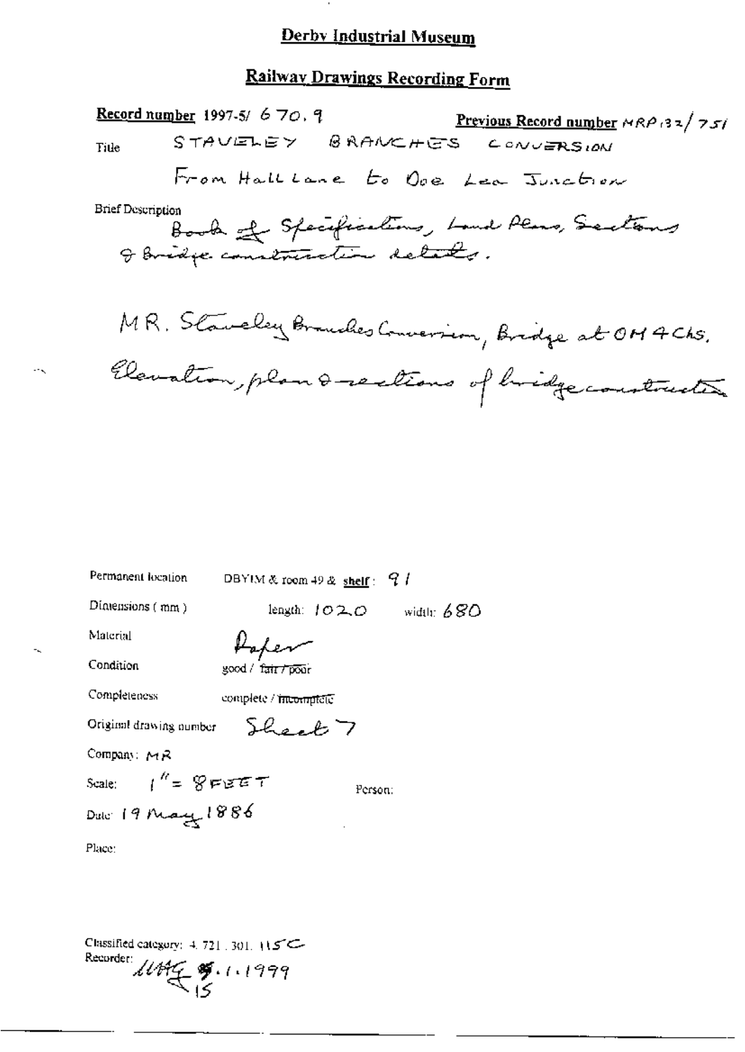# Derby Industrial Museum

## Railway Drawings Recording Form

**Record number** 1997-5/ 670. 9 **Previous Record number** MRP132/751

Title STAVELEY BRANCHES CONVERSION

From Hall Lane to Doe Lea Junction

Brief Description
Book of Specifications, Land Plans, Sections & Bridge construction details.

MR. Staveley Branches Conversion, Bridge at OM 4Chs. Elevation, plan & sections of bridge construction

Permanent location DBYIM & room 49 & **shelf**: 91

Dimensions (mm) length: 1020 width: 680

Material Paper

Condition good / ~~fair / poor~~

Completeness complete / ~~incomplete~~

Original drawing number Sheet 7

Company: MR

Scale: 1" = 8 FEET Person:

Date 19 May 1886

Place:

Classified category: 4. 721. 301. 115C
Recorder: MMG 15.1.1999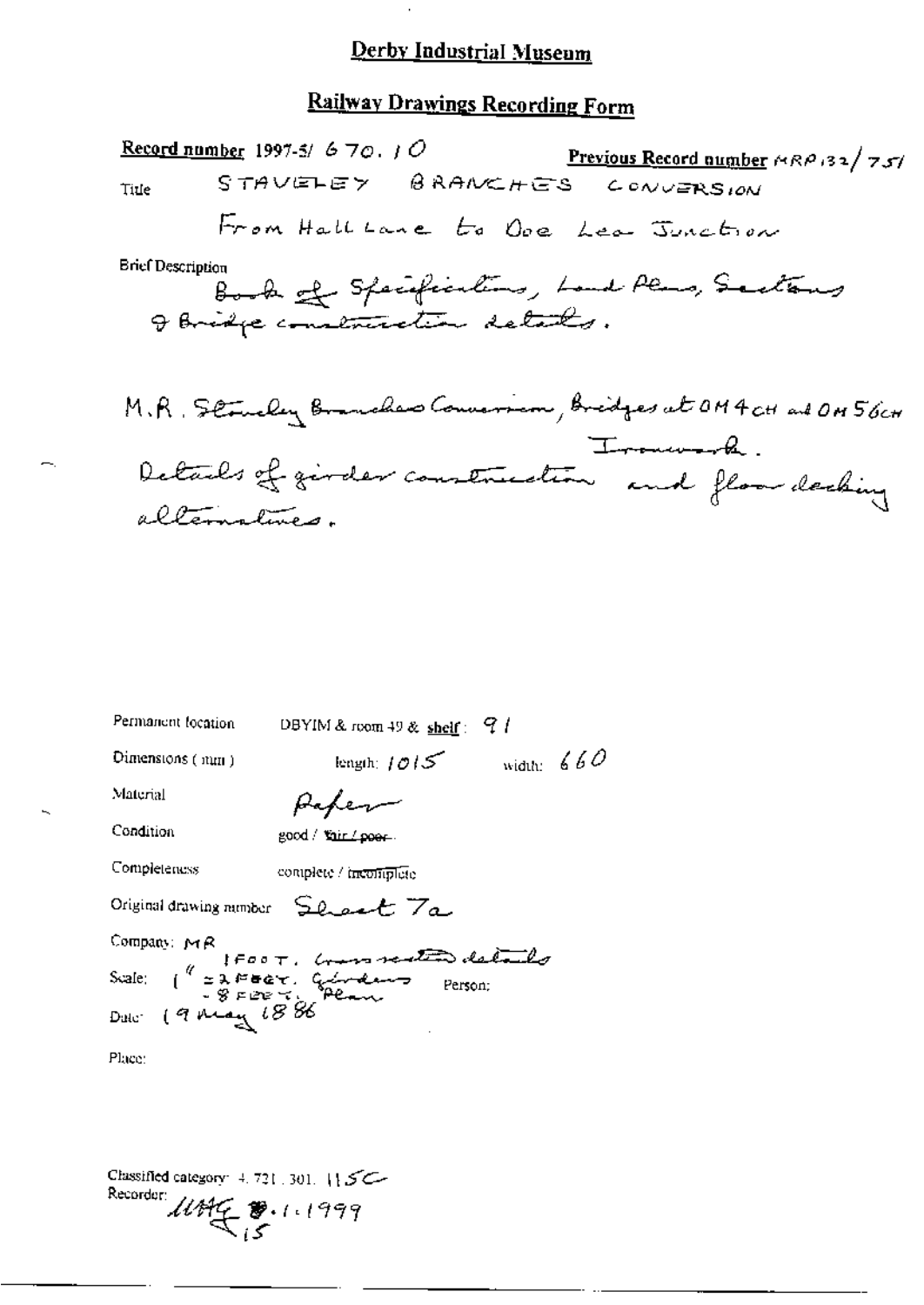# Derby Industrial Museum

## Railway Drawings Recording Form

**Record number** 1997-5/ 670. 10

**Previous Record number** MRP 132/ 751

Title STAVELEY BRANCHES CONVERSION

From Hall Lane to Doe Lea Junction

Brief Description

Book of Specifications, Land Plans, Sections & Bridge construction details.

M.R. Staveley Branches Conversion, Bridges at 0M 4CH and 0M 56CH Ironwork.
Details of girder construction and floor decking alternatives.

Permanent location DBYIM & room 49 & **shelf**: 91

Dimensions (mm) length: 1015 width: 660

Material Paper

Condition good / fair / ~~poor~~

Completeness complete / incomplete

Original drawing number Sheet 7a

Company: MR

Scale: 1" = 1 FOOT, Cross section details
= 2 FEET, Girders
- 8 FEET, Plan

Person:

Date: 19 May 1886

Place:

Classified category: 4. 721. 301. 115C

Recorder: UAG 8.1.1999
15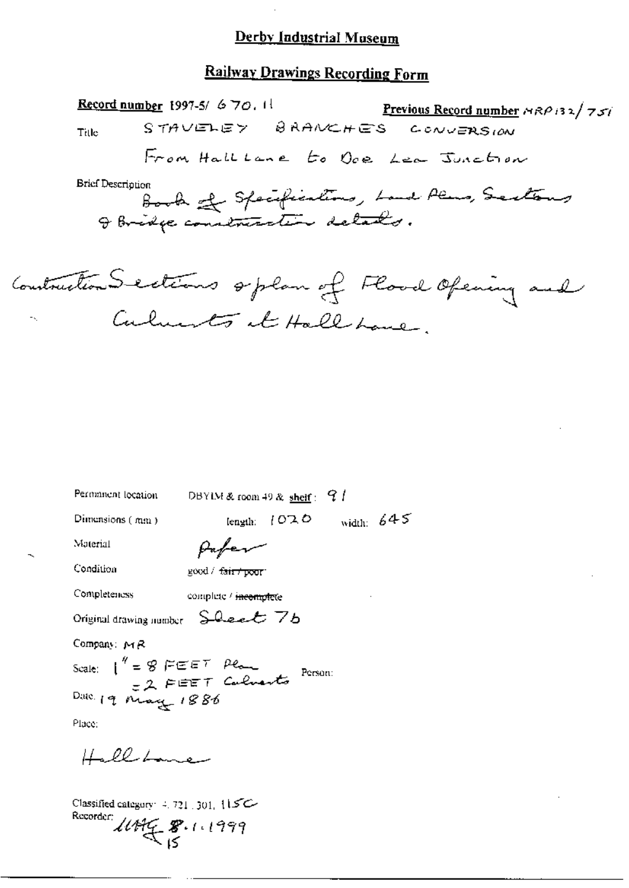# Derby Industrial Museum

## Railway Drawings Recording Form

**Record number** 1997-5/ 670. 11

**Previous Record number** MRP132/751

Title: STAVELEY BRANCHES CONVERSION

From Hall Lane to Doe Lea Junction

Brief Description:

Book of Specifications, Land Plans, Sections & Bridge construction details.

Construction Sections & plan of Flood Opening and Culverts at Hall Lane.

Permanent location: DBYIM & room 49 & **shelf**: 91

Dimensions (mm): length: 1020 width: 645

Material: Paper

Condition: good / ~~fair / poor~~

Completeness: complete / ~~incomplete~~

Original drawing number: Sheet 7b

Company: MR

Scale: 1" = 8 FEET Plan
= 2 FEET Culverts

Person:

Date: 19 May 1886

Place:

Hall Lane

Classified category: 4. 721. 301. 115C

Recorder: UMG 8.1.1999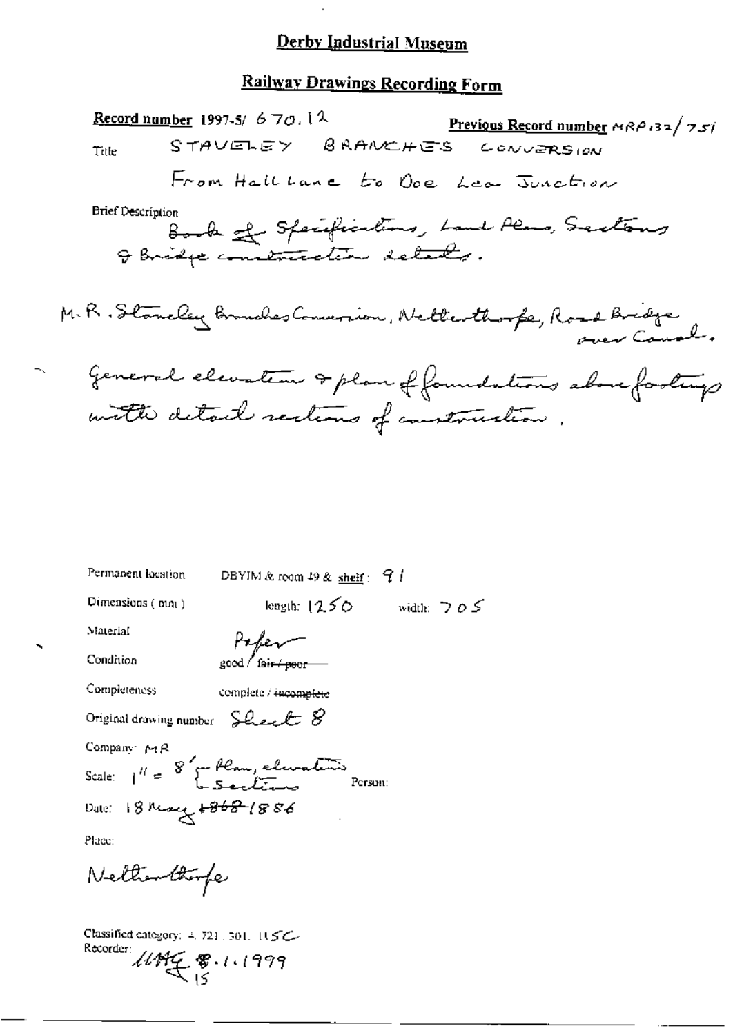# Derby Industrial Museum

## Railway Drawings Recording Form

**Record number** 1997-5/ 670.12 **Previous Record number** MRP132/751

Title STAVELEY BRANCHES CONVERSION

From Hall Lane to Doe Lea Junction

Brief Description

Book of Specifications, Land Plans, Sections & Bridge construction details.

M.R. Staveley Branches Conversion, Netherthorpe, Road Bridge over Canal.

General elevation & plan of foundations above footings with detail sections of construction.

Permanent location DBYIM & room 49 & shelf: 91

Dimensions (mm) length: 1250 width: 705

Material Paper

Condition good / ~~fair / poor~~

Completeness complete / ~~incomplete~~

Original drawing number Sheet 8

Company: MR

Scale: 1" = 8' { Plan, elevations / Sections Person:

Date: 18 May ~~1868~~ 1886

Place:

Netherthorpe

Classified category: 4. 721. 301. 115C

Recorder: MAG 8.1.1999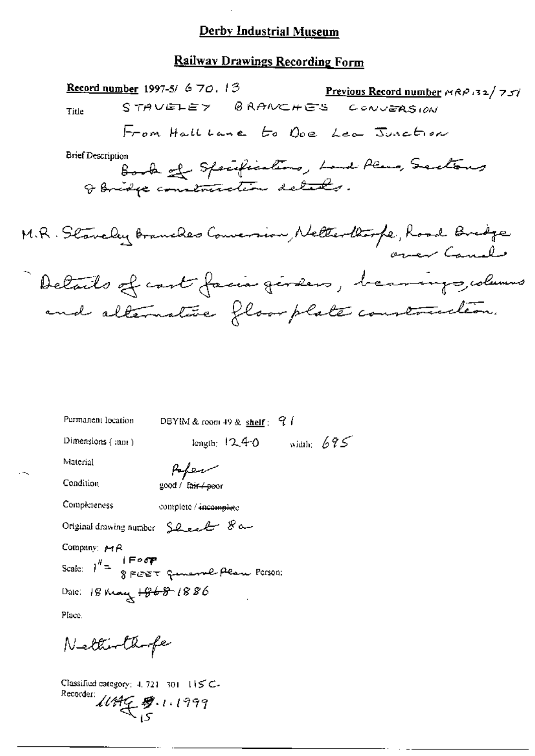# Derby Industrial Museum

## Railway Drawings Recording Form

**Record number** 1997-5/ 670. 13 **Previous Record number** MRP 132/ 751

Title STAVELEY BRANCHES CONVERSION

From Hall Lane to Doe Lea Junction

Brief Description

Book of Specifications, Land Plans, Sections & Bridge construction details.

M.R. Staveley branches Conversion, Netherthorpe, Road Bridge over Canal

- Details of cast facia girders, bearings, columns and alternative floor plate construction.

Permanent location DBYIM & room 49 & **shelf**: 91

Dimensions (mm) length: 1240 width: 695

Material Paper

Condition good / ~~fair / poor~~

Completeness complete / ~~incomplete~~

Original drawing number Sheet 8a

Company: MR

Scale: 1" = 1 FOOT, 8 FEET General Plan Person:

Date: 18 May ~~1868~~ 1886

Place.

Netherthorpe

Classified category: 4. 721. 301. 115 C.

Recorder: MAG 9.1.1999 15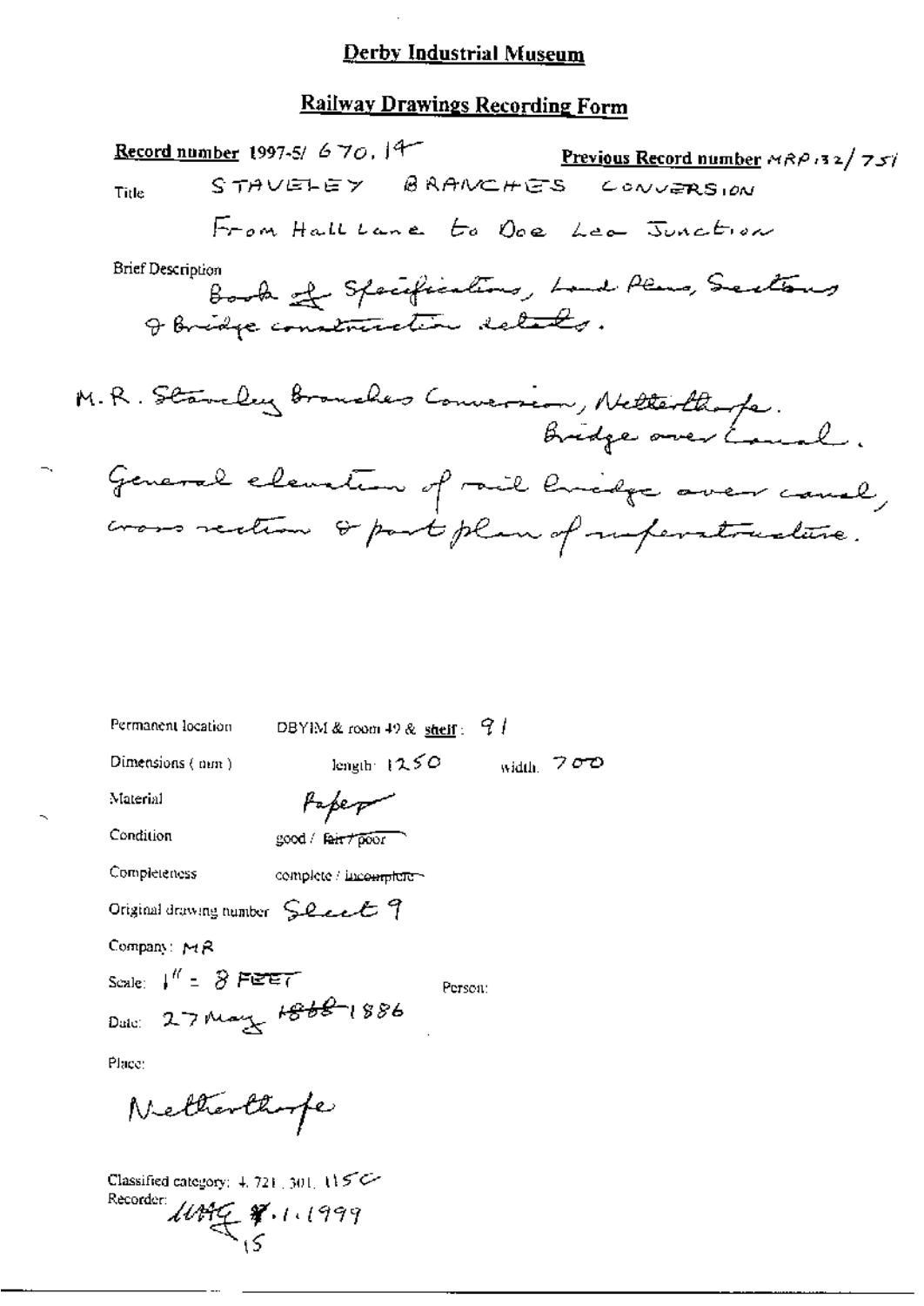# Derby Industrial Museum

## Railway Drawings Recording Form

**Record number** 1997-5/ 670, 14 **Previous Record number** MRP132/751

Title STAVELEY BRANCHES CONVERSION

From Hall Lane to Doe Lea Junction

Brief Description

Book of Specifications, Land Plans, Sections & Bridge construction details.

M.R. Staveley Branches Conversion, Netherthorpe. Bridge over Canal.

General elevation of rail bridge over canal, cross section & part plan of superstructure.

Permanent location DBYIM & room 49 & **shelf**: 91

Dimensions (mm) length: 1250 width: 700

Material Paper

Condition good / ~~fair / poor~~

Completeness complete / ~~incomplete~~

Original drawing number Sheet 9

Company: MR

Scale: 1" = 8 FEET Person:

Date: 27 May ~~1868~~ 1886

Place:

Netherthorpe

Classified category: 4. 721. 301. 115C

Recorder: MAG 7.1.1999

15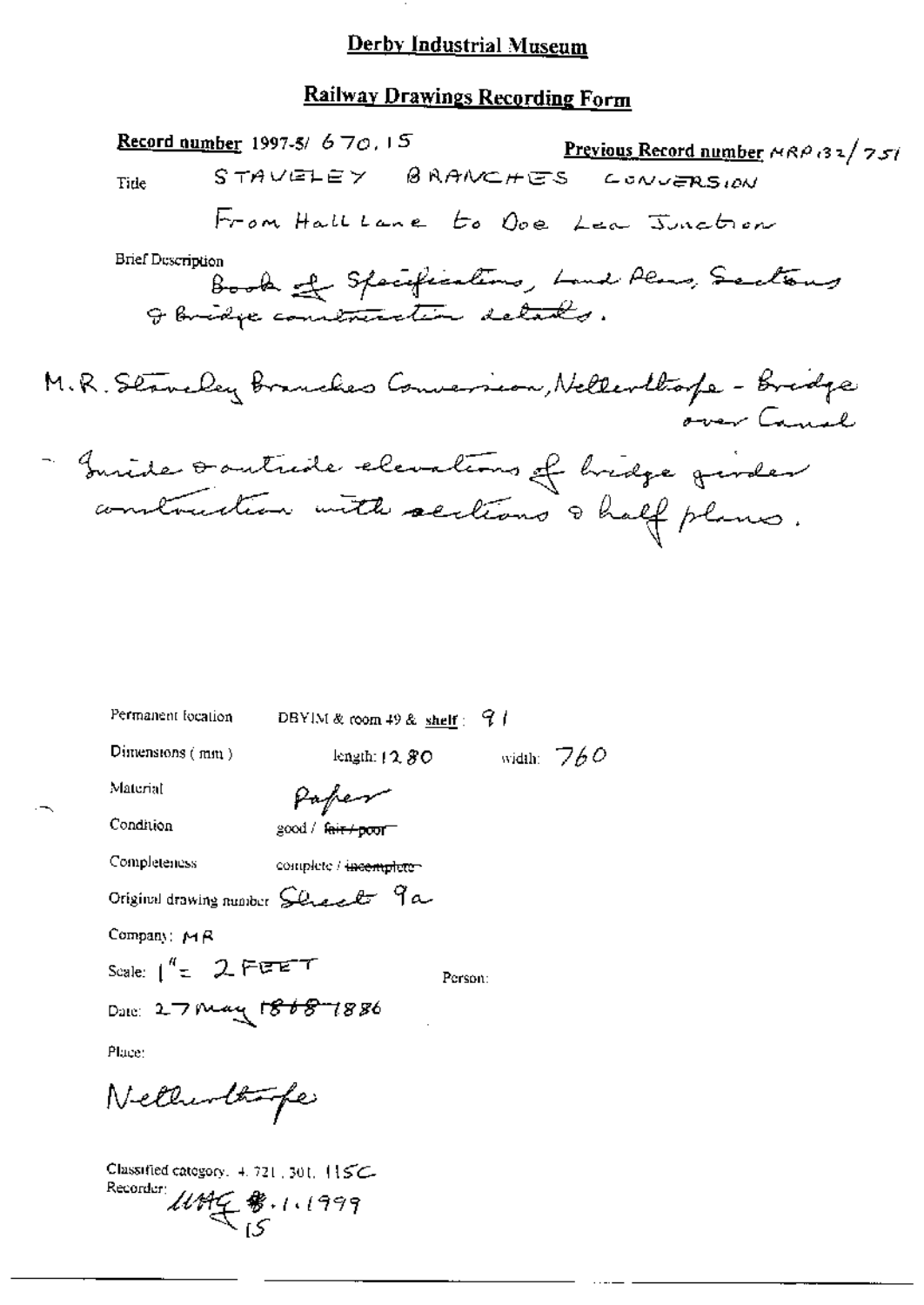# Derby Industrial Museum

## Railway Drawings Recording Form

**Record number** 1997-5/ 670.15

**Previous Record number** MRP132/751

Title: STAVELEY BRANCHES CONVERSION

From Hall Lane to Doe Lea Junction

Brief Description:
Book of Specifications, Land Plans, Sections & bridge construction details.

M.R. Staveley Branches Conversion, Netherthorpe - Bridge over Canal

- Inside & outside elevations of bridge girder construction with sections & half plans.

Permanent location: DBYIM & room 49 & **shelf**: 91

Dimensions (mm): length: 1280 width: 760

Material: Paper

Condition: good / ~~fair / poor~~

Completeness: complete / ~~incomplete~~

Original drawing number: Sheet 9a

Company: MR

Scale: 1" = 2 FEET

Person:

Date: 27 May ~~1868~~ 1886

Place:

Netherthorpe

Classified category: 4.721.301.115C

Recorder: UHF 15.1.1999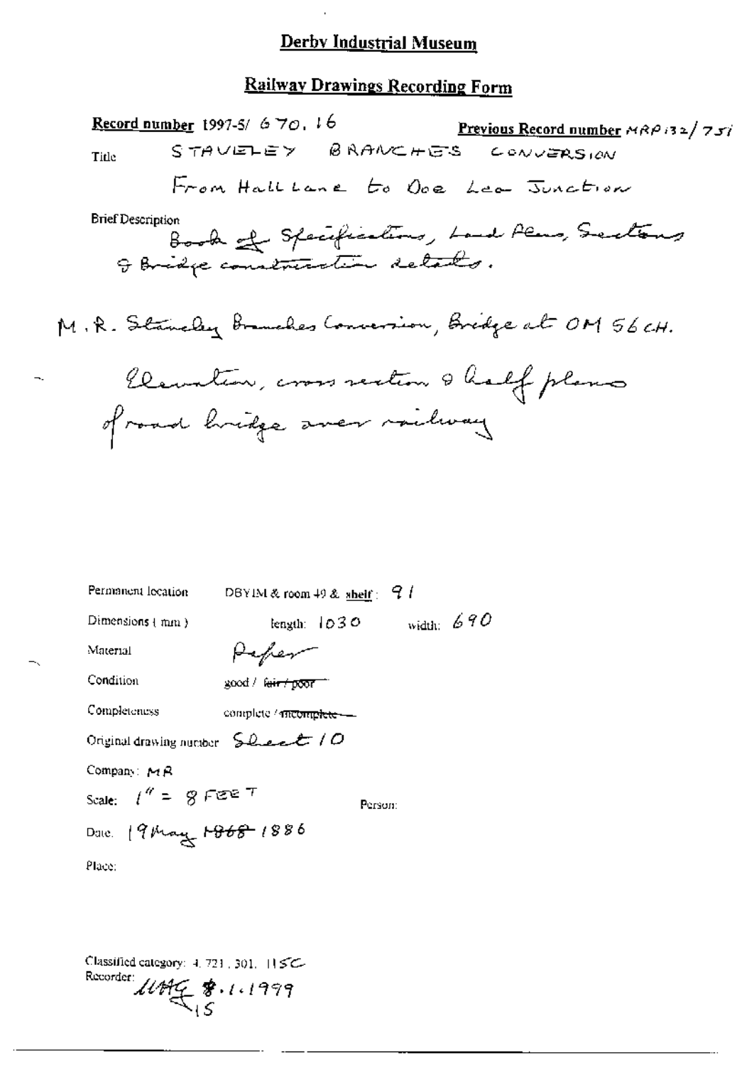# Derby Industrial Museum

## Railway Drawings Recording Form

**Record number** 1997-5/ 670. 16 **Previous Record number** MRP132/751

Title STAVELEY BRANCHES CONVERSION

From Hall Lane to Doe Lea Junction

Brief Description

Book of Specifications, Land Plans, Sections & Bridge construction details.

M.R. Staveley Branches Conversion, Bridge at OM 56CH.

Elevation, cross section & half plans of road bridge over railway

Permanent location DBYIM & room 49 & shelf: 91

Dimensions (mm) length: 1030 width: 690

Material Paper

Condition good / ~~fair / poor~~

Completeness complete / ~~incomplete~~

Original drawing number Sheet 10

Company: MR

Scale: 1" = 8 FEET Person:

Date: 19 May ~~1868~~ 1886

Place:

Classified category: 4. 721. 301. 115C

Recorder: MAG 8.1.1999 15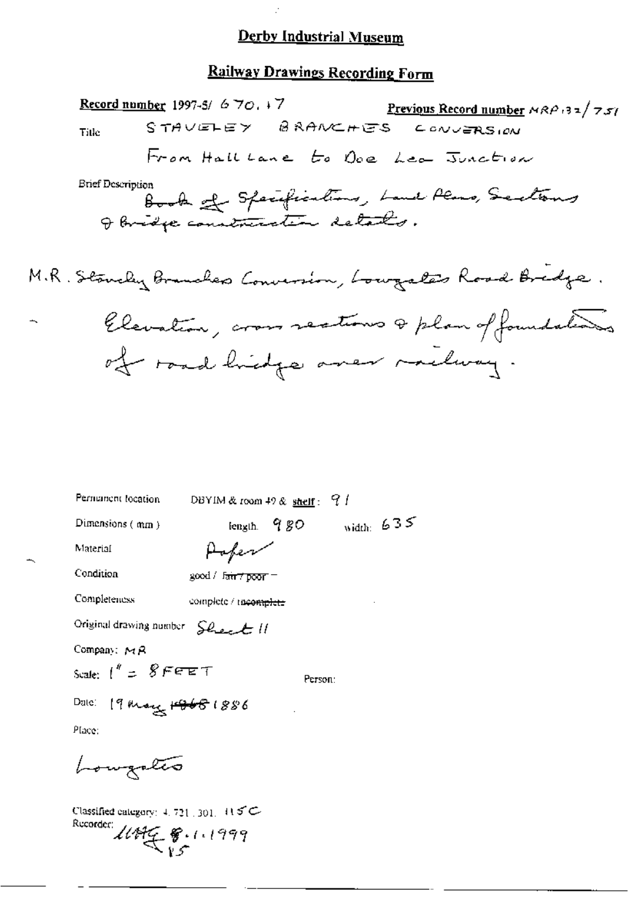# Derby Industrial Museum

## Railway Drawings Recording Form

**Record number** 1997-5/ 670.17 **Previous Record number** MRP 132/751

Title STAVELEY BRANCHES CONVERSION

From Hall Lane to Doe Lea Junction

Brief Description

Book of Specifications, Land Plans, Sections & bridge construction details.

M.R. Staveley Branches Conversion, Lowgates Road Bridge.

– Elevation, cross sections & plan of foundations of road bridge over railway.

Permanent location DBYIM & room 49 & shelf: 91

Dimensions (mm) length: 980 width: 635

Material Paper

Condition good / ~~fair / poor~~

Completeness complete / ~~incomplete~~

Original drawing number Sheet 11

Company: MR

Scale: 1" = 8 FEET

Person:

Date: 19 May ~~1968~~ 1886

Place:

Lowgates

Classified category: 4.721.301. 115C

Recorder: MHG 8.1.1999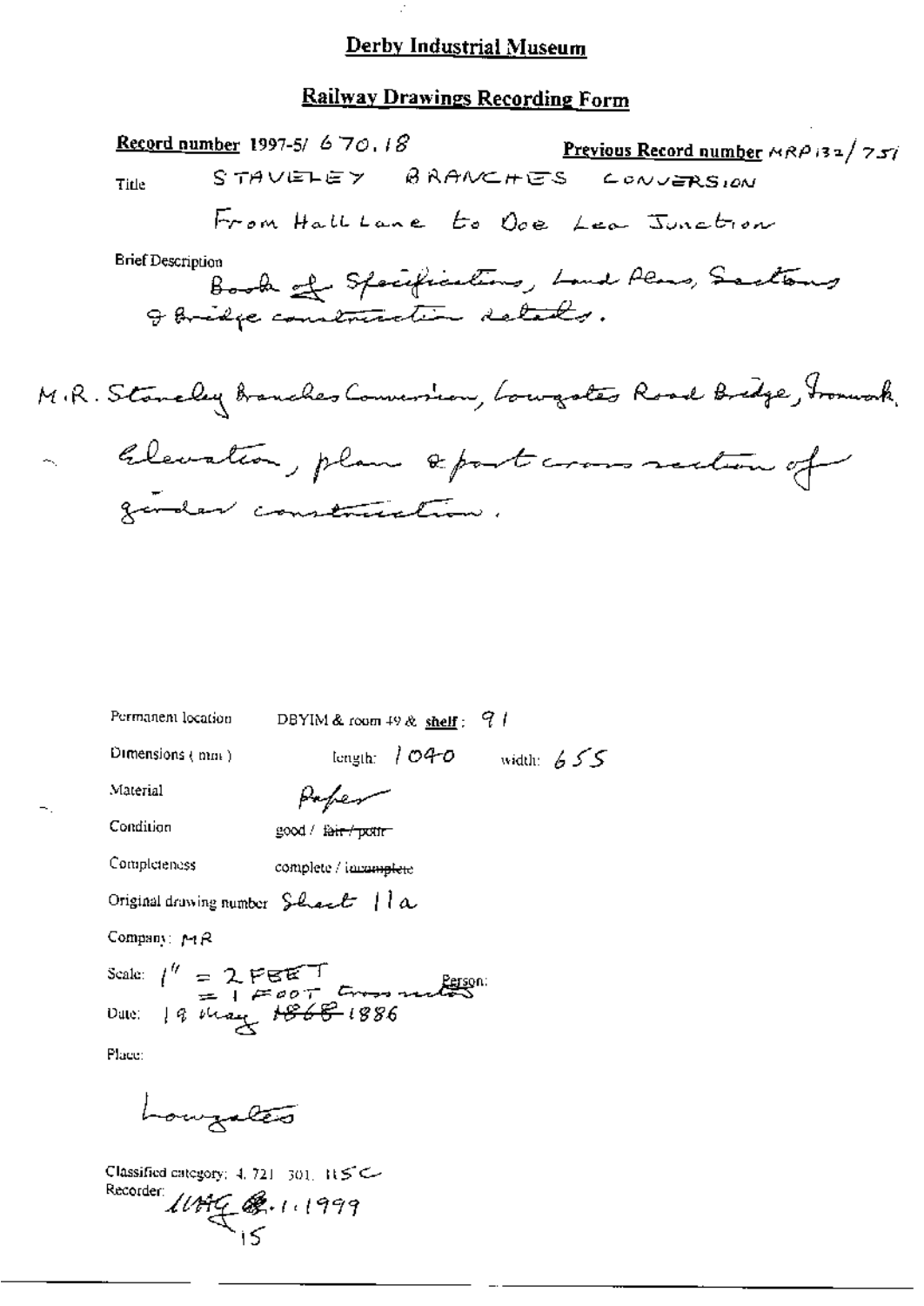# Derby Industrial Museum

## Railway Drawings Recording Form

**Record number** 1997-5/ 670.18

**Previous Record number** MRP132/751

Title: STAVELEY BRANCHES CONVERSION

From Hall Lane to Doe Lea Junction

Brief Description:

Book of Specifications, Land Plans, Sections & Bridge construction details.

M.R. Staveley Branches Conversion, Lowgates Road Bridge, Ironwork, - Elevation, plan & part cross section of girder construction.

Permanent location: DBYIM & room 49 & **shelf**: 91

Dimensions (mm): length: 1040 width: 655

Material: Paper

Condition: good / ~~fair / poor~~

Completeness: complete / ~~incomplete~~

Original drawing number: Sheet 11a

Company: MR

Scale: 1" = 2 FEET
= 1 FOOT Cross sections

Person:

Date: 19 May ~~1868~~ 1886

Place:

Lowgates

Classified category: 4.721.301.115C

Recorder: UMG 6.1.1999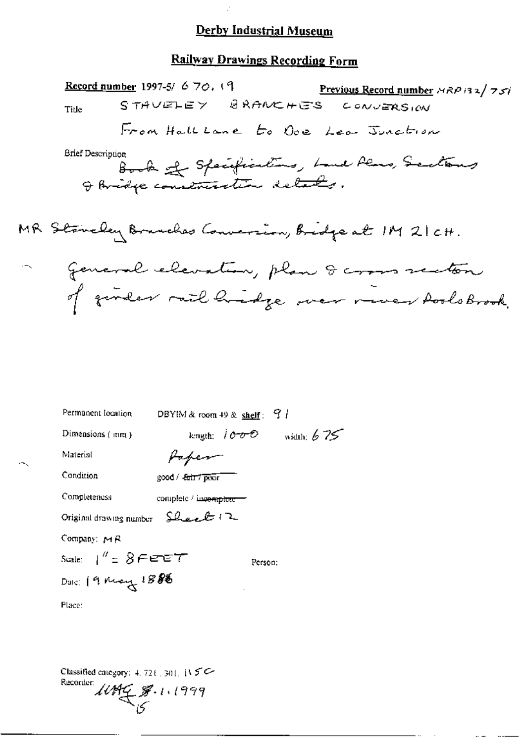# Derby Industrial Museum

## Railway Drawings Recording Form

**Record number** 1997-5/ 670. 19 **Previous Record number** MRP132/751

Title STAVELEY BRANCHES CONVERSION

From Hall Lane to Doe Lea Junction

Brief Description

Book of Specifications, Land Plans, Sections & Bridge construction details.

MR Staveley Branches Conversion, Bridge at 1M 21CH.

– General elevation, plan & cross section of girder rail bridge over river Pools Brook.

Permanent location DBYIM & room 49 & **shelf**: 91

Dimensions (mm) length: 1000 width: 675

Material Paper

Condition good / ~~fair / poor~~

Completeness complete / ~~incomplete~~

Original drawing number Sheet 12

Company: MR

Scale: 1" = 8 FEET Person:

Date: 19 May 1888

Place:

Classified category: 4. 721. 301. 115C

Recorder: MAG 8.1.1999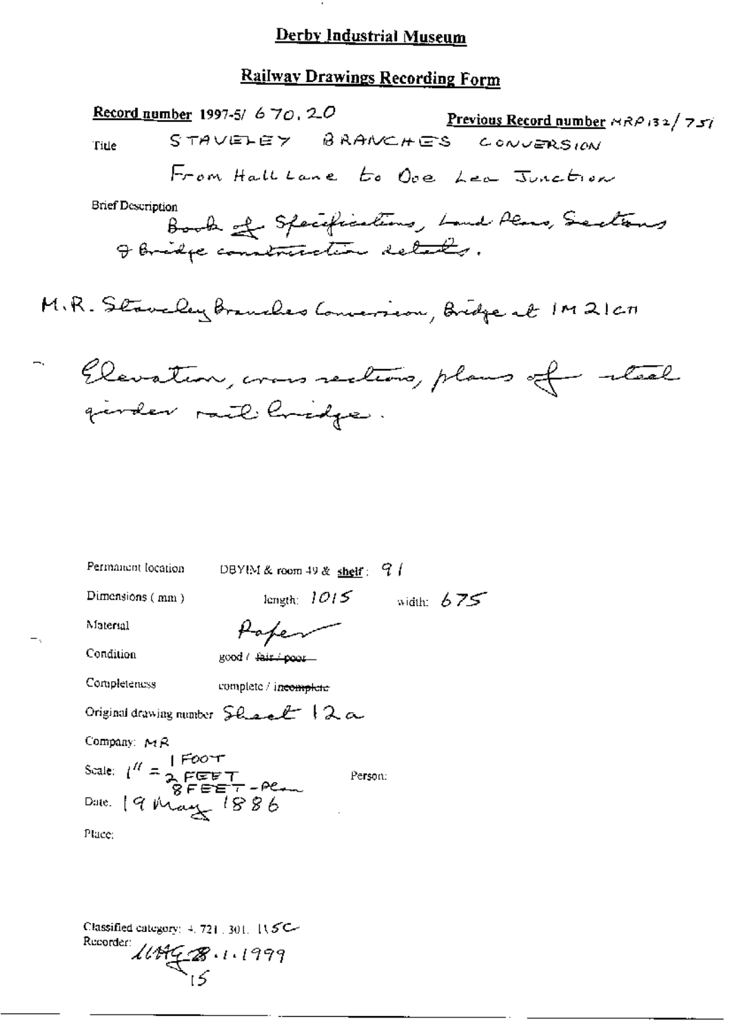## Derby Industrial Museum

## Railway Drawings Recording Form

**Record number** 1997-5/ 670.20 **Previous Record number** MRP132/751

Title STAVELEY BRANCHES CONVERSION

From Hall Lane to Doe Lea Junction

Brief Description
Book of Specifications, Land Plans, Sections & Bridge construction details.

M.R. Staveley Branches Conversion, Bridge at 1M 21ch

Elevation, cross sections, plans of steel girder rail bridge.

Permanent location DBYIM & room 49 & **shelf**: 91

Dimensions (mm) length: 1015 width: 675

Material Paper

Condition good / ~~fair / poor~~

Completeness complete / ~~incomplete~~

Original drawing number Sheet 12a

Company: MR

Scale: 1" = 1 FOOT / 2 FEET / 8 FEET - Plan

Person:

Date: 19 May 1886

Place:

Classified category: 4.721.301. 115C

Recorder: MHG 28.1.1999

15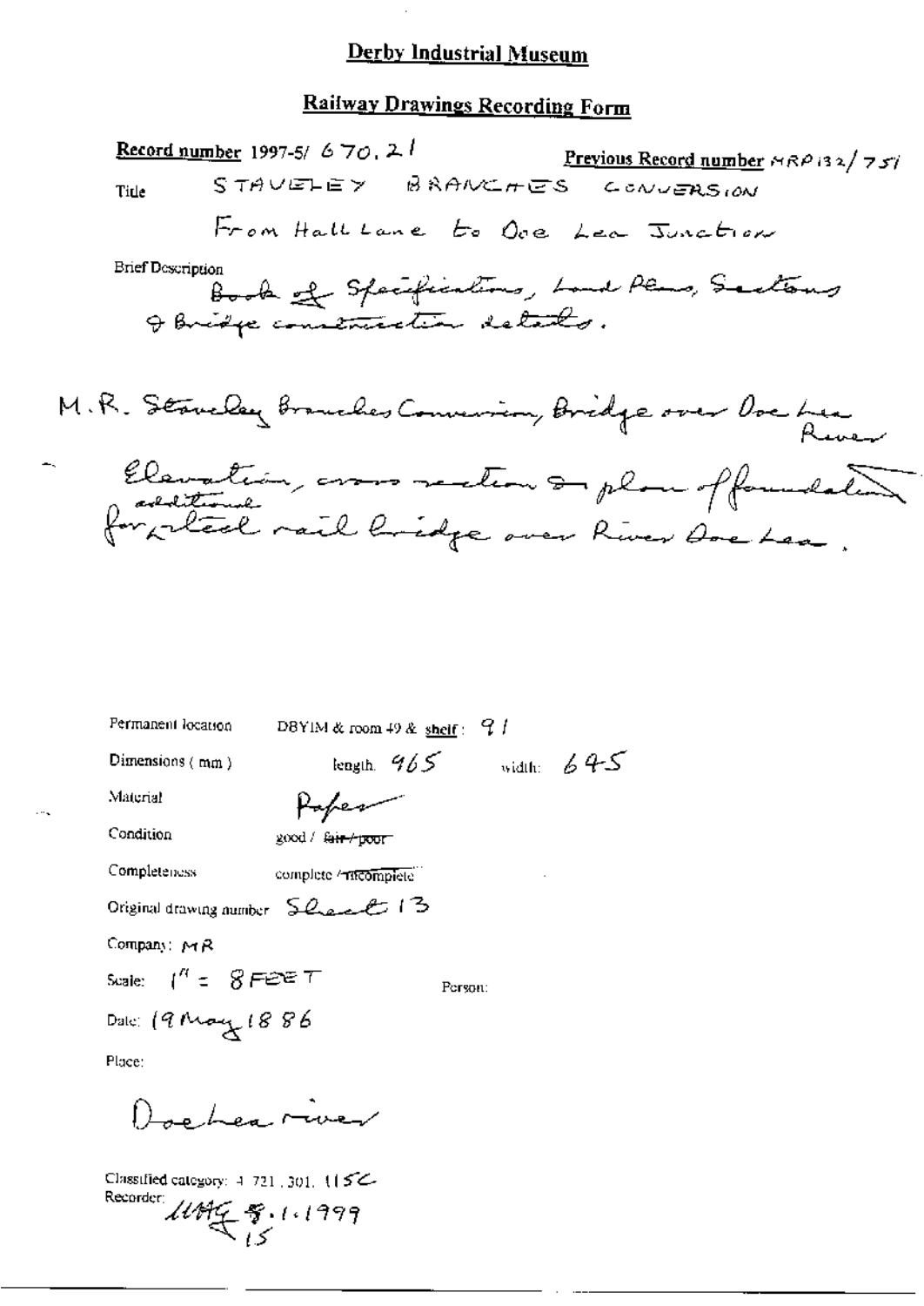# Derby Industrial Museum

## Railway Drawings Recording Form

**Record number** 1997-5/ 670.21 **Previous Record number** MRP132/751

Title STAVELEY BRANCHES CONVERSION

From Hall Lane to Doe Lea Junction

Brief Description
Book of Specifications, Land Plans, Sections & Bridge construction details.

M.R. Staveley Branches Conversion, Bridge over Doe Lea River

Elevation, cross section & plan of foundation for additional steel rail bridge over River Doe Lea.

Permanent location DBYIM & room 49 & shelf: 91

Dimensions (mm) length: 965 width: 645

Material Paper

Condition good / ~~fair / poor~~

Completeness complete / ~~incomplete~~

Original drawing number Sheet 13

Company: MR

Scale: 1" = 8 FEET Person:

Date: 19 May 1886

Place:

Doe Lea river

Classified category: 4.721.301.115C
Recorder: MAG 8.1.1999
15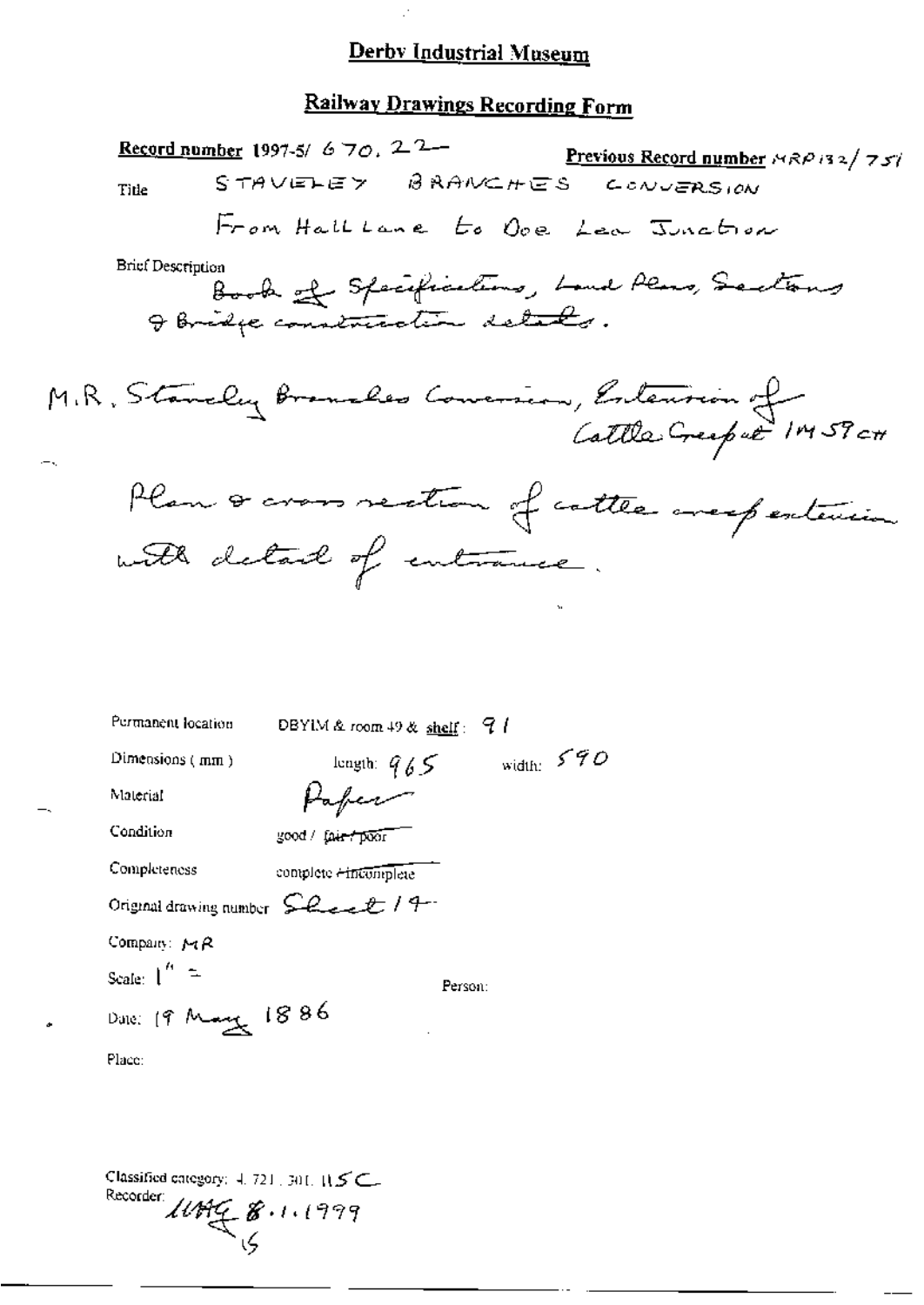# Derby Industrial Museum

## Railway Drawings Recording Form

**Record number** 1997-5/ 670. 22 **Previous Record number** MRP132/751

Title STAVELEY BRANCHES CONVERSION

From Hall Lane to Doe Lea Junction

Brief Description

Book of Specifications, Land Plans, Sections & Bridge construction details.

M.R. Staveley Branches Conversion, Extension of Cattle Creep at 1M 59CH

Plan & cross section of cattle creep extension with detail of entrance.

Permanent location DBYIM & room 49 & shelf: 91

Dimensions (mm) length: 965 width: 590

Material Paper

Condition good / ~~fair / poor~~

Completeness complete / ~~incomplete~~

Original drawing number Sheet 14

Company: MR

Scale: 1" =

Person:

Date: 19 May 1886

Place:

Classified category: 4.721.301.115C

Recorder: WHG 8.1.1999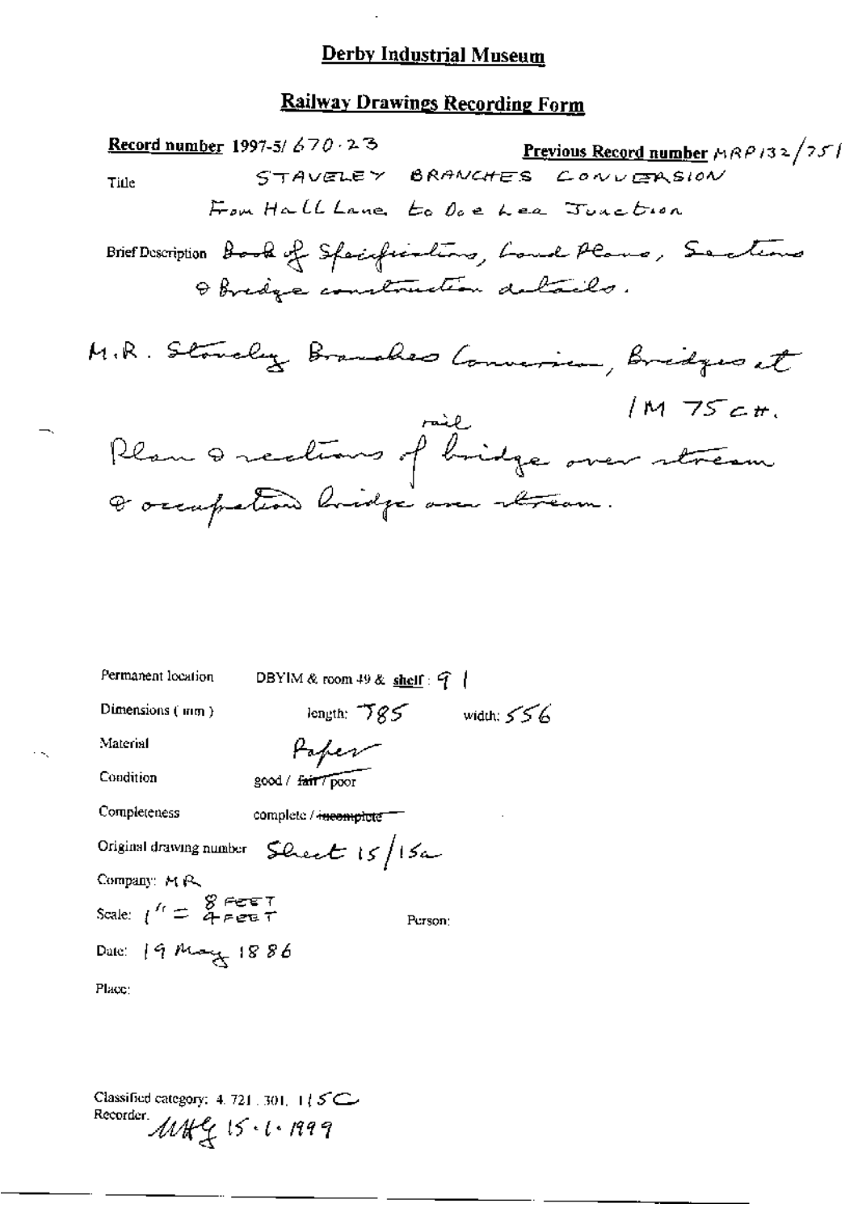# Derby Industrial Museum

## Railway Drawings Recording Form

**Record number** 1997-5/ 670 · 23

**Previous Record number** MRP132/751

Title: STAVELEY BRANCHES CONVERSION

From Hall Lane to Doe Lea Junction

Brief Description: Book of Specifications, Land Plans, Sections & Bridge construction details.

M.R. Staveley Branches Conversion, Bridges at 1M 75CH.

Plan & sections of rail bridge over stream & occupation bridge over stream.

Permanent location: DBYIM & room 49 & shelf: 9 1

Dimensions (mm): length: 785 width: 556

Material: Paper

Condition: good / ~~fair~~ / poor

Completeness: complete / ~~incomplete~~

Original drawing number: Sheet 15/15a

Company: MR

Scale: 1" = 8 FEET / 4 FEET

Person:

Date: 19 May 1886

Place:

Classified category: 4.721.301, 115C

Recorder: MHG 15·1·1999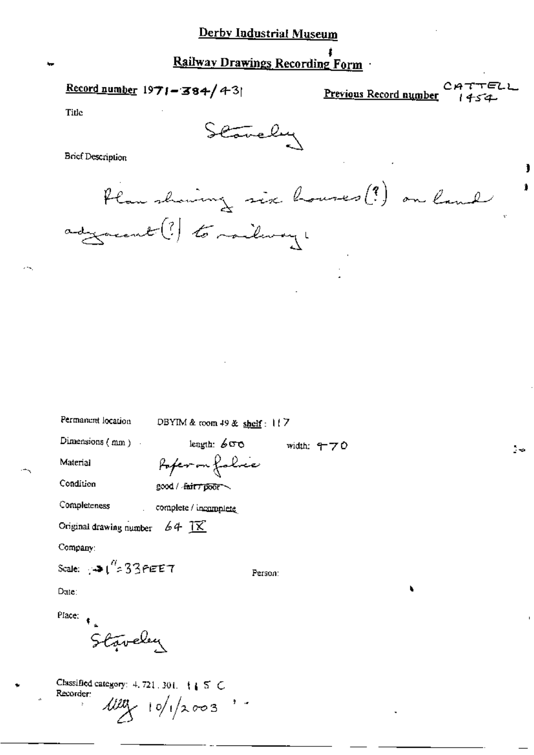# Derby Industrial Museum

## Railway Drawings Recording Form

**Record number** 1971-384/431

**Previous Record number** CATTELL 1454

Title

Staveley

Brief Description

Plan showing six houses(?) on land adjacent(?) to railway.

Permanent location DBYIM & room 49 & shelf: 117

Dimensions (mm) length: 600 width: 470

Material Paper on fabric

Condition good / ~~fair / poor~~

Completeness complete / incomplete

Original drawing number 64 IX

Company:

Scale: 1" = 33 FEET

Person:

Date:

Place:

Staveley

Classified category: 4.721.301. 11 5 C

Recorder: 10/1/2003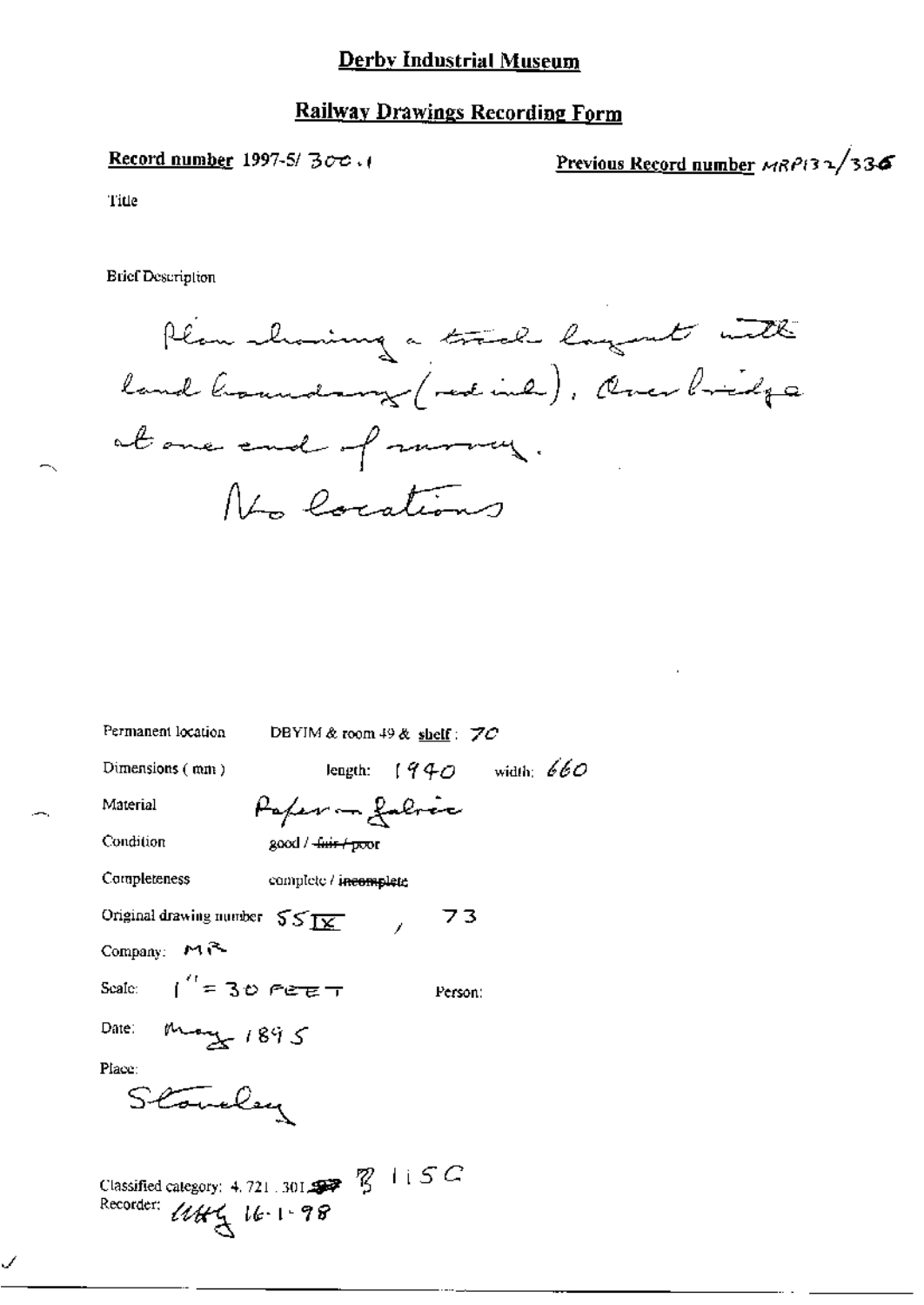# Derby Industrial Museum

## Railway Drawings Recording Form

**Record number** 1997-5/ 300.1

**Previous Record number** MRP132/336

Title

Brief Description

Plan showing a track layout with land boundary (red ink). Overbridge at one end of survey.
No locations

Permanent location DBYIM & room 49 & shelf: 70

Dimensions (mm) length: 1940 width: 660

Material Paper on fabric

Condition good / ~~fair / poor~~

Completeness complete / ~~incomplete~~

Original drawing number 55 IX / 73

Company: MR

Scale: 1" = 30 FEET Person:

Date: May 1895

Place:
Stanley

Classified category: 4.721.301. B 115C

Recorder: WHG 16-1-98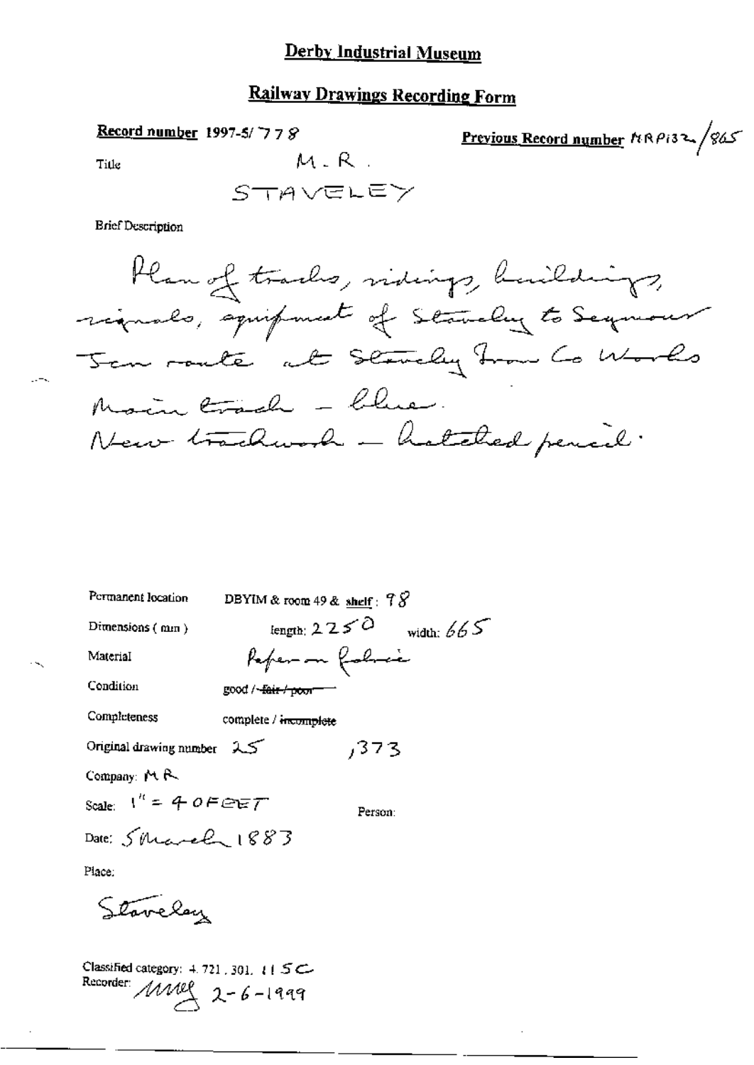# Derby Industrial Museum

## Railway Drawings Recording Form

**Record number** 1997-5/778

**Previous Record number** MRP132/865

Title M.R.

STAVELEY

Brief Description

Plan of tracks, sidings, buildings, signals, equipment of Staveley to Seymour Jcn route at Staveley Iron Co Works
Main track - blue.
New trackwork - hatched pencil.

Permanent location DBYIM & room 49 & shelf: 98

Dimensions (mm) length: 2250 width: 665

Material Paper on fabric

Condition good / ~~fair / poor~~

Completeness complete / ~~incomplete~~

Original drawing number 25 ,373

Company: M R

Scale: 1" = 40 FEET

Person:

Date: 5 March 1883

Place:

Staveley

Classified category: 4.721.301.115C

Recorder: MMG 2-6-1999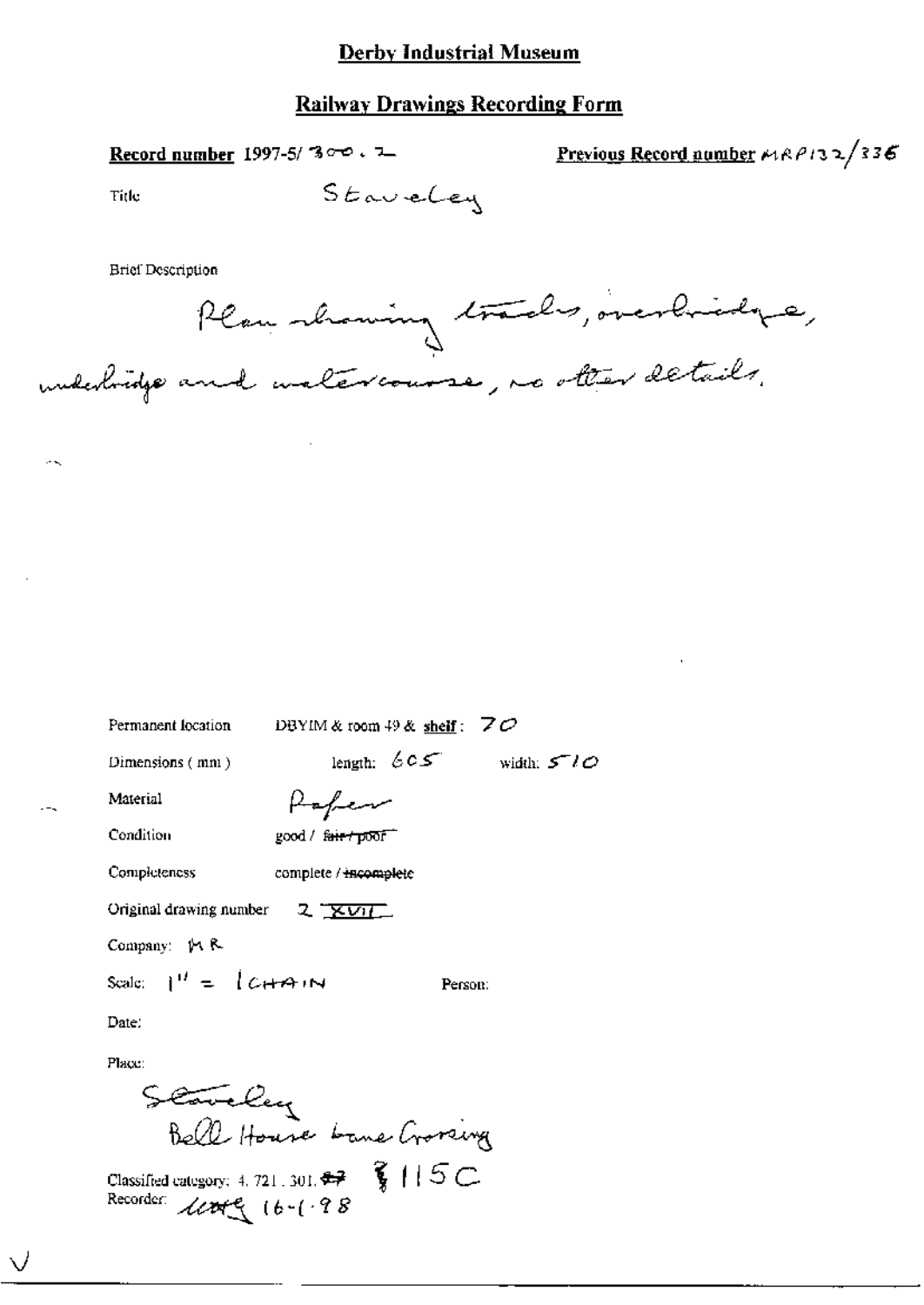**Derby Industrial Museum**

**Railway Drawings Recording Form**

**Record number** 1997-5/ 300 . 2

**Previous Record number** MRP132/336

Title: Staveley

Brief Description

Plan showing tracks, overbridge, underbridge and watercourse, no other details.

Permanent location: DBYIM & room 49 & **shelf**: 70

Dimensions (mm): length: 605 width: 510

Material: Paper

Condition: good / ~~fair / poor~~

Completeness: complete / ~~incomplete~~

Original drawing number: 2 XVII

Company: MR

Scale: 1" = 1 CHAIN

Person:

Date:

Place:

Staveley
Bell House Lane Crossing

Classified category: 4. 721. 301. ~~47~~ 115C

Recorder: [illegible] 16-1-98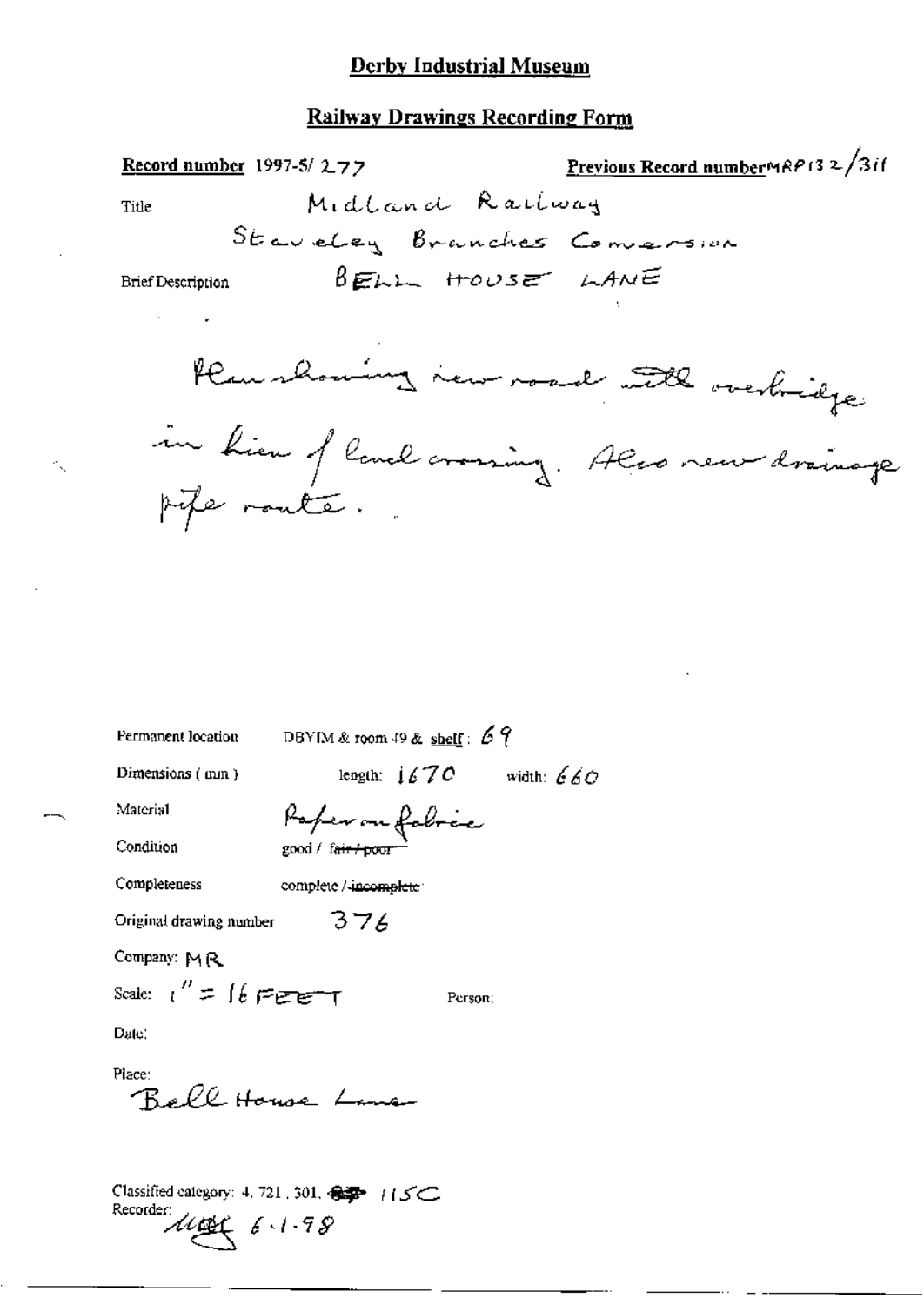**Derby Industrial Museum**

**Railway Drawings Recording Form**

**Record number** 1997-5/ 277

**Previous Record number** MRP132/311

Title: Midland Railway
Staveley Branches Conversion

Brief Description: BELL HOUSE LANE

Plan showing new road with overbridge in lieu of level crossing. Also new drainage pipe route.

Permanent location: DBYIM & room 49 & shelf: 69

Dimensions (mm): length: 1670 width: 660

Material: Paper on fabric

Condition: good / ~~fair / poor~~

Completeness: complete / ~~incomplete~~

Original drawing number: 376

Company: MR

Scale: 1" = 16 FEET

Person:

Date:

Place:
Bell House Lane

Classified category: 4, 721, 301, ~~???~~ 115C

Recorder: ~~???~~ 6-1-98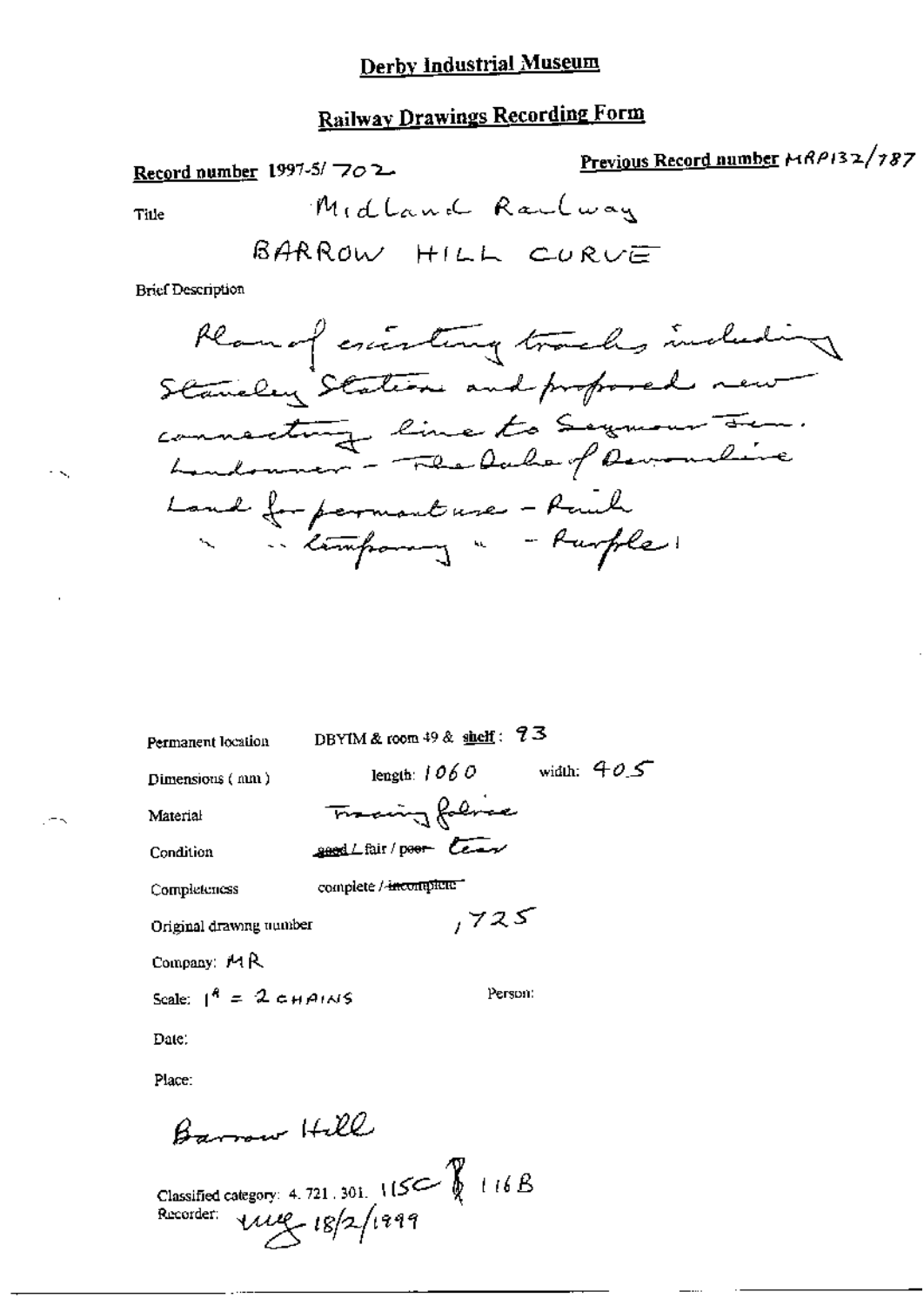# Derby Industrial Museum

## Railway Drawings Recording Form

**Record number** 1997-5/ 702

**Previous Record number** MRP132/787

Title

Midland Railway

BARROW HILL CURVE

Brief Description

Plan of existing tracks including Staveley Station and proposed new connecting line to Seymour Jcn. Landowner - The Duke of Devonshire
Land for permanent use - Pink
" " temporary " - Purple.

Permanent location DBYIM & room 49 & **shelf**: 93

Dimensions (mm) length: 1060 width: 405

Material Tracing fabric

Condition ~~good~~ / fair / ~~poor~~ Tear

Completeness complete / ~~incomplete~~

Original drawing number ,725

Company: MR

Scale: 1" = 2 CHAINS

Person:

Date:

Place:

Barrow Hill

Classified category: 4. 721. 301. 115C & 116B

Recorder: [signature] 18/2/1999